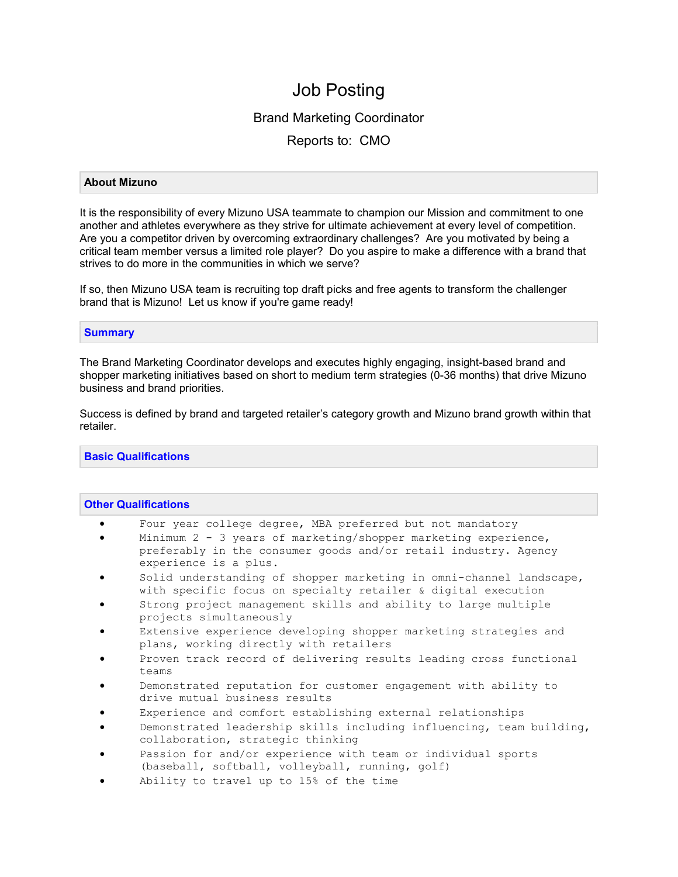# Job Posting

Brand Marketing Coordinator

Reports to: CMO

## About Mizuno

It is the responsibility of every Mizuno USA teammate to champion our Mission and commitment to one another and athletes everywhere as they strive for ultimate achievement at every level of competition. Are you a competitor driven by overcoming extraordinary challenges? Are you motivated by being a critical team member versus a limited role player? Do you aspire to make a difference with a brand that strives to do more in the communities in which we serve?

If so, then Mizuno USA team is recruiting top draft picks and free agents to transform the challenger brand that is Mizuno! Let us know if you're game ready!

## Summary

The Brand Marketing Coordinator develops and executes highly engaging, insight-based brand and shopper marketing initiatives based on short to medium term strategies (0-36 months) that drive Mizuno business and brand priorities.

Success is defined by brand and targeted retailer's category growth and Mizuno brand growth within that retailer.

## Basic Qualifications

## Other Qualifications

- Four year college degree, MBA preferred but not mandatory
- Minimum 2 - 3 years of marketing/shopper marketing experience, preferably in the consumer goods and/or retail industry. Agency experience is a plus.
- Solid understanding of shopper marketing in omni-channel landscape, with specific focus on specialty retailer & digital execution
- Strong project management skills and ability to large multiple projects simultaneously
- Extensive experience developing shopper marketing strategies and plans, working directly with retailers
- Proven track record of delivering results leading cross functional teams
- Demonstrated reputation for customer engagement with ability to drive mutual business results
- Experience and comfort establishing external relationships
- Demonstrated leadership skills including influencing, team building, collaboration, strategic thinking
- Passion for and/or experience with team or individual sports (baseball, softball, volleyball, running, golf)
- Ability to travel up to 15% of the time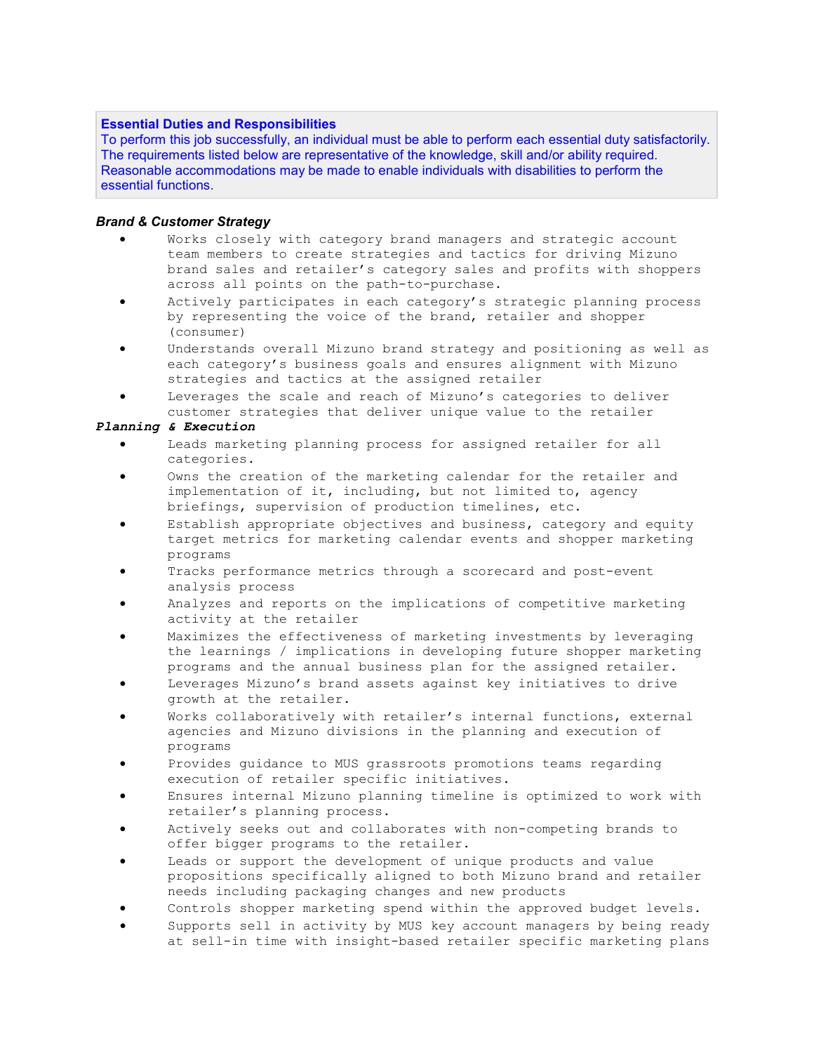**Essential Duties and Responsibilities**
To perform this job successfully, an individual must be able to perform each essential duty satisfactorily. The requirements listed below are representative of the knowledge, skill and/or ability required. Reasonable accommodations may be made to enable individuals with disabilities to perform the essential functions.

***Brand & Customer Strategy***

- Works closely with category brand managers and strategic account team members to create strategies and tactics for driving Mizuno brand sales and retailer's category sales and profits with shoppers across all points on the path-to-purchase.
- Actively participates in each category's strategic planning process by representing the voice of the brand, retailer and shopper (consumer)
- Understands overall Mizuno brand strategy and positioning as well as each category's business goals and ensures alignment with Mizuno strategies and tactics at the assigned retailer
- Leverages the scale and reach of Mizuno's categories to deliver customer strategies that deliver unique value to the retailer

***Planning & Execution***

- Leads marketing planning process for assigned retailer for all categories.
- Owns the creation of the marketing calendar for the retailer and implementation of it, including, but not limited to, agency briefings, supervision of production timelines, etc.
- Establish appropriate objectives and business, category and equity target metrics for marketing calendar events and shopper marketing programs
- Tracks performance metrics through a scorecard and post-event analysis process
- Analyzes and reports on the implications of competitive marketing activity at the retailer
- Maximizes the effectiveness of marketing investments by leveraging the learnings / implications in developing future shopper marketing programs and the annual business plan for the assigned retailer.
- Leverages Mizuno's brand assets against key initiatives to drive growth at the retailer.
- Works collaboratively with retailer's internal functions, external agencies and Mizuno divisions in the planning and execution of programs
- Provides guidance to MUS grassroots promotions teams regarding execution of retailer specific initiatives.
- Ensures internal Mizuno planning timeline is optimized to work with retailer's planning process.
- Actively seeks out and collaborates with non-competing brands to offer bigger programs to the retailer.
- Leads or support the development of unique products and value propositions specifically aligned to both Mizuno brand and retailer needs including packaging changes and new products
- Controls shopper marketing spend within the approved budget levels.
- Supports sell in activity by MUS key account managers by being ready at sell-in time with insight-based retailer specific marketing plans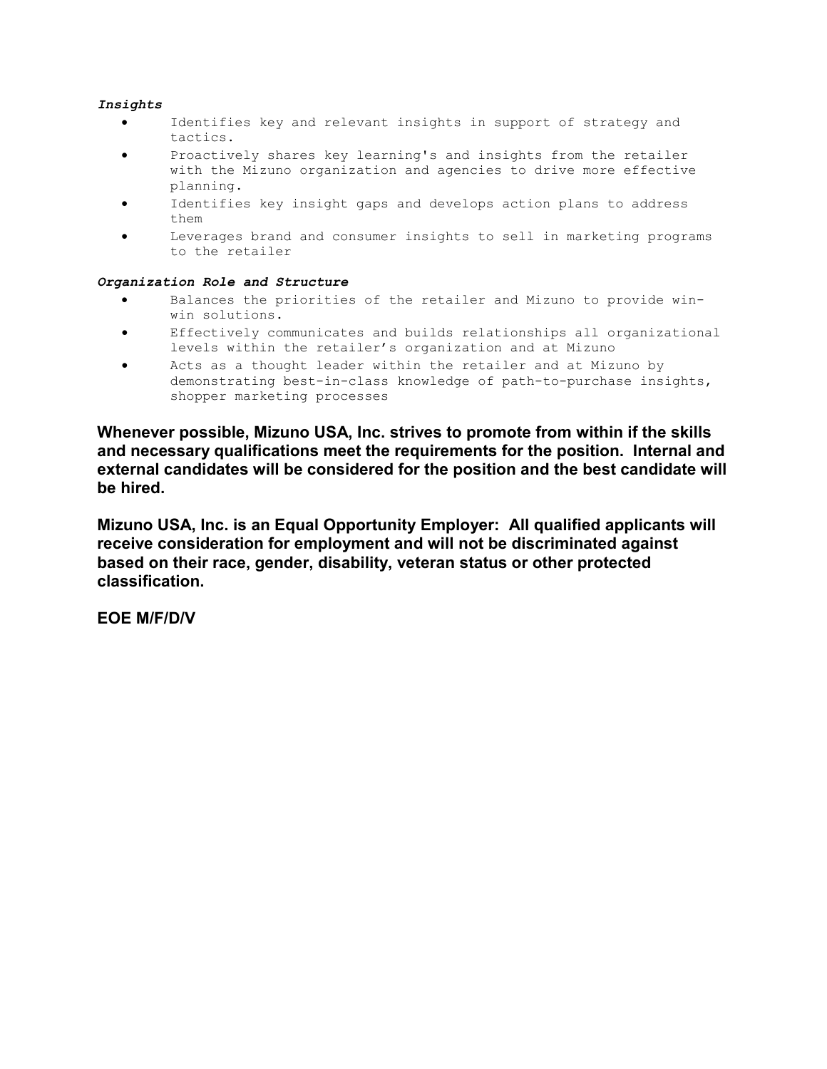***Insights***

- Identifies key and relevant insights in support of strategy and tactics.
- Proactively shares key learning's and insights from the retailer with the Mizuno organization and agencies to drive more effective planning.
- Identifies key insight gaps and develops action plans to address them
- Leverages brand and consumer insights to sell in marketing programs to the retailer

***Organization Role and Structure***

- Balances the priorities of the retailer and Mizuno to provide win-win solutions.
- Effectively communicates and builds relationships all organizational levels within the retailer's organization and at Mizuno
- Acts as a thought leader within the retailer and at Mizuno by demonstrating best-in-class knowledge of path-to-purchase insights, shopper marketing processes

**Whenever possible, Mizuno USA, Inc. strives to promote from within if the skills and necessary qualifications meet the requirements for the position. Internal and external candidates will be considered for the position and the best candidate will be hired.**

**Mizuno USA, Inc. is an Equal Opportunity Employer: All qualified applicants will receive consideration for employment and will not be discriminated against based on their race, gender, disability, veteran status or other protected classification.**

**EOE M/F/D/V**